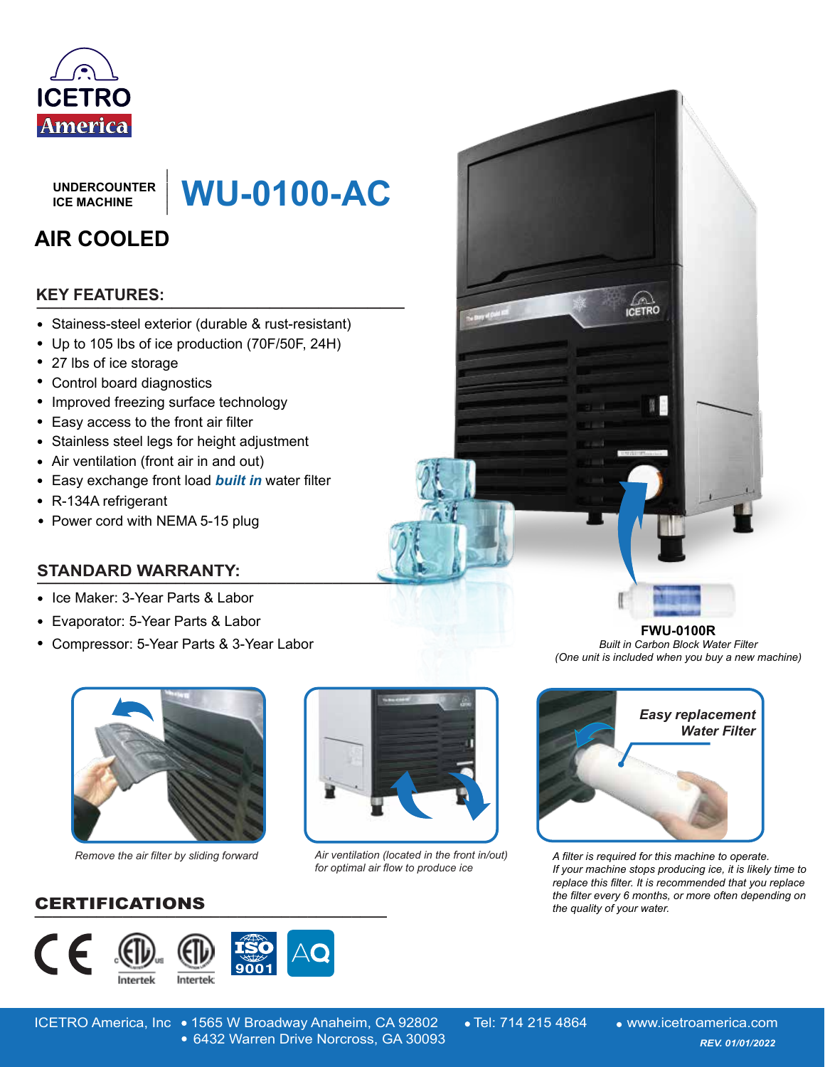ICETRO America

UNDERCOUNTER ICE MACHINE

# WU-0100-AC

## AIR COOLED

### KEY FEATURES:

- Stainess-steel exterior (durable & rust-resistant)
- Up to 105 lbs of ice production (70F/50F, 24H)
- 27 lbs of ice storage
- Control board diagnostics
- Improved freezing surface technology
- Easy access to the front air filter
- Stainless steel legs for height adjustment
- Air ventilation (front air in and out)
- Easy exchange front load ***built in*** water filter
- R-134A refrigerant
- Power cord with NEMA 5-15 plug

### STANDARD WARRANTY:

- Ice Maker: 3-Year Parts & Labor
- Evaporator: 5-Year Parts & Labor
- Compressor: 5-Year Parts & 3-Year Labor

**FWU-0100R**
*Built in Carbon Block Water Filter*
*(One unit is included when you buy a new machine)*

*Remove the air filter by sliding forward*

*Air ventilation (located in the front in/out) for optimal air flow to produce ice*

***Easy replacement Water Filter***

*A filter is required for this machine to operate. If your machine stops producing ice, it is likely time to replace this filter. It is recommended that you replace the filter every 6 months, or more often depending on the quality of your water.*

### CERTIFICATIONS

CE, ETL (Intertek), ETL Sanitation (Intertek), ISO 9001, AQ

ICETRO America, Inc • 1565 W Broadway Anaheim, CA 92802 • 6432 Warren Drive Norcross, GA 30093 • Tel: 714 215 4864 • www.icetroamerica.com

*REV. 01/01/2022*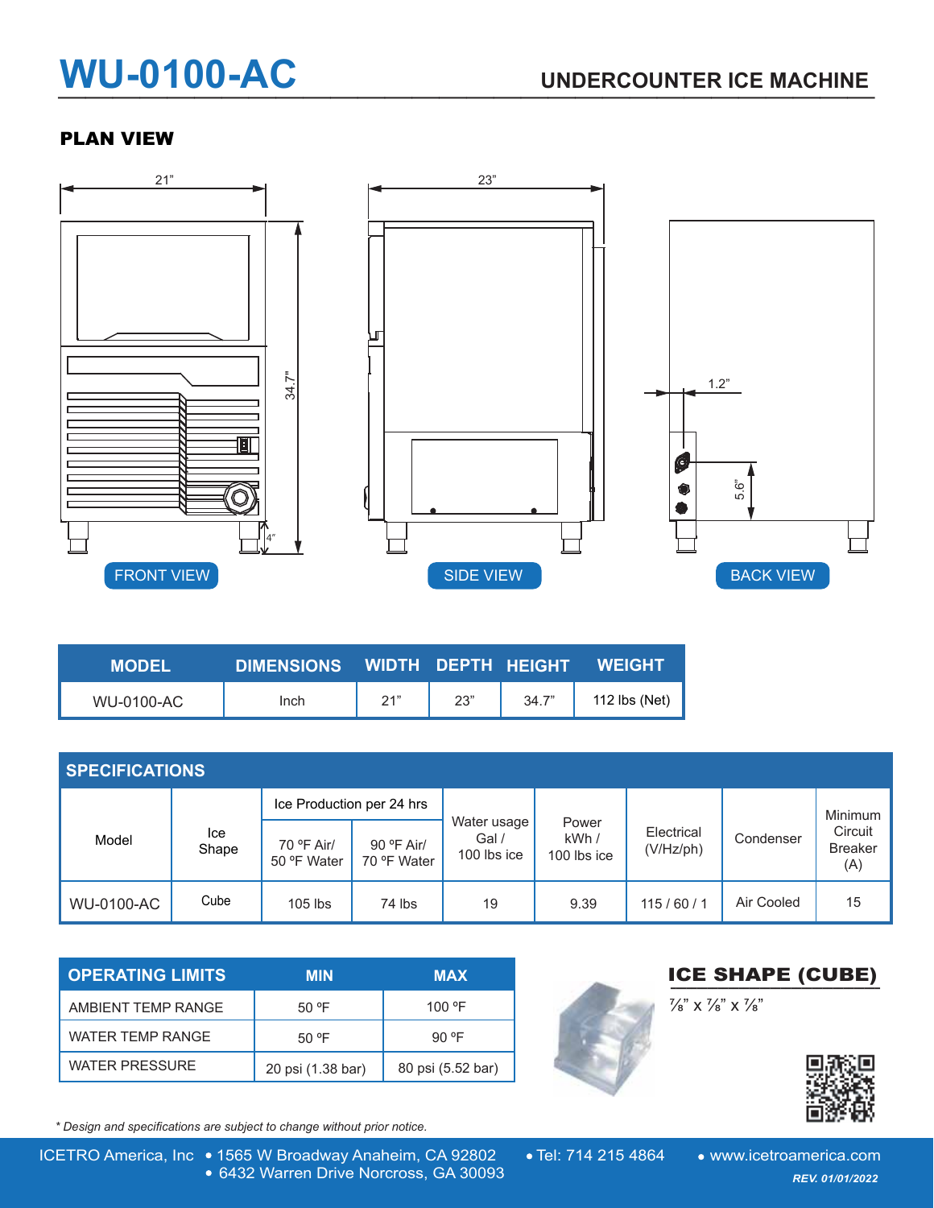# WU-0100-AC

## UNDERCOUNTER ICE MACHINE

### PLAN VIEW

21”
34.7”
4”
FRONT VIEW

23”
SIDE VIEW

1.2”
5.6”
BACK VIEW

| MODEL | DIMENSIONS | WIDTH | DEPTH | HEIGHT | WEIGHT |
|---|---|---|---|---|---|
| WU-0100-AC | Inch | 21” | 23” | 34.7” | 112 lbs (Net) |

### SPECIFICATIONS

| Model | Ice Shape | Ice Production per 24 hrs | | Water usage Gal / 100 lbs ice | Power kWh / 100 lbs ice | Electrical (V/Hz/ph) | Condenser | Minimum Circuit Breaker (A) |
|---|---|---|---|---|---|---|---|---|
| | | 70 ºF Air/ 50 ºF Water | 90 ºF Air/ 70 ºF Water | | | | | |
| WU-0100-AC | Cube | 105 lbs | 74 lbs | 19 | 9.39 | 115 / 60 / 1 | Air Cooled | 15 |

| OPERATING LIMITS | MIN | MAX |
|---|---|---|
| AMBIENT TEMP RANGE | 50 ºF | 100 ºF |
| WATER TEMP RANGE | 50 ºF | 90 ºF |
| WATER PRESSURE | 20 psi (1.38 bar) | 80 psi (5.52 bar) |

### ICE SHAPE (CUBE)

⅞” x ⅞” x ⅞”

*\* Design and specifications are subject to change without prior notice.*

ICETRO America, Inc • 1565 W Broadway Anaheim, CA 92802 • 6432 Warren Drive Norcross, GA 30093 • Tel: 714 215 4864 • www.icetroamerica.com

*REV. 01/01/2022*